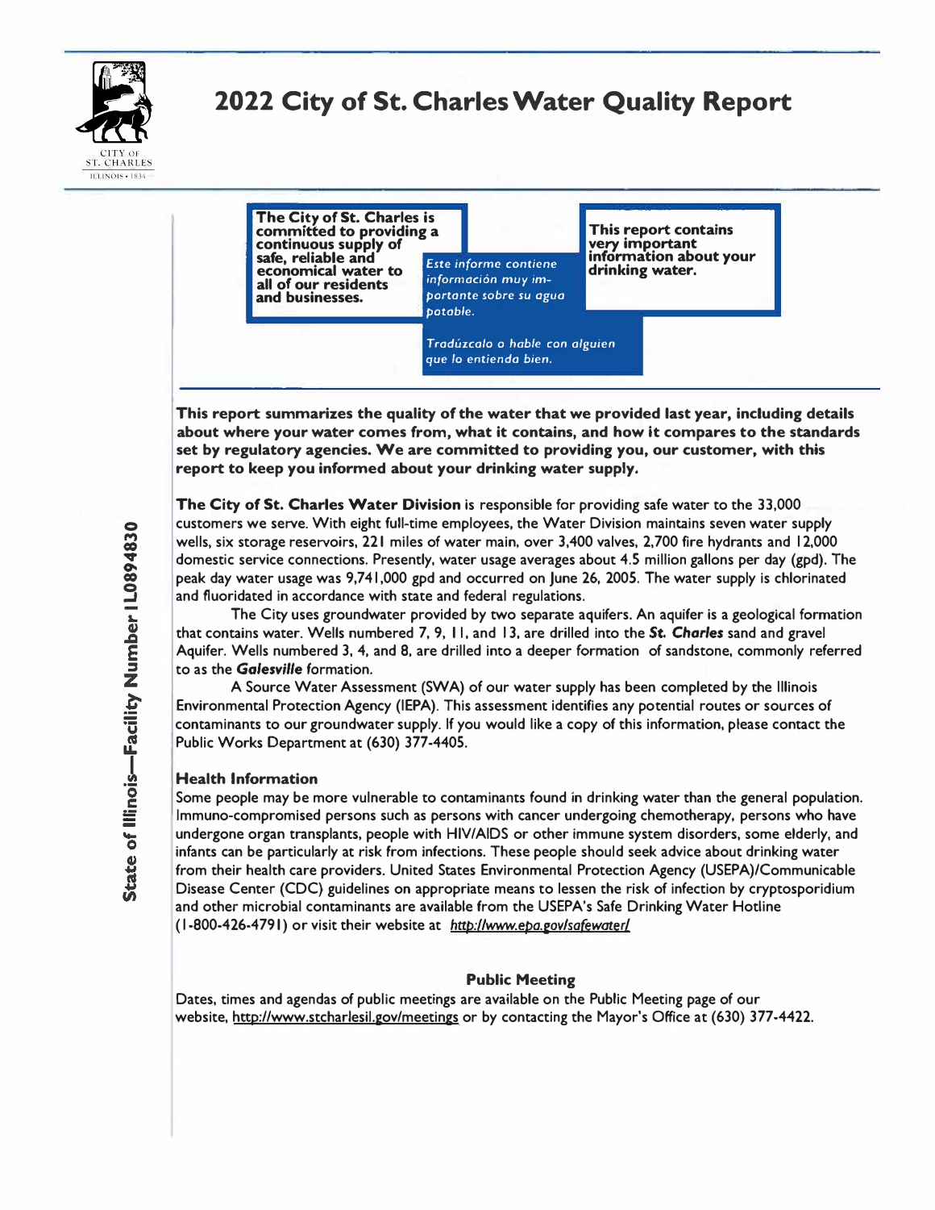CITY OF ST. CHARLES
ILLINOIS • 1834

# 2022 City of St. Charles Water Quality Report

**The City of St. Charles is committed to providing a continuous supply of safe, reliable and economical water to all of our residents and businesses.**

*Este informe contiene información muy importante sobre su agua potable.*

*Tradúzcalo o hable con alguien que lo entienda bien.*

**This report contains very important information about your drinking water.**

State of Illinois—Facility Number IL0894830

**This report summarizes the quality of the water that we provided last year, including details about where your water comes from, what it contains, and how it compares to the standards set by regulatory agencies. We are committed to providing you, our customer, with this report to keep you informed about your drinking water supply.**

**The City of St. Charles Water Division** is responsible for providing safe water to the 33,000 customers we serve. With eight full-time employees, the Water Division maintains seven water supply wells, six storage reservoirs, 221 miles of water main, over 3,400 valves, 2,700 fire hydrants and 12,000 domestic service connections. Presently, water usage averages about 4.5 million gallons per day (gpd). The peak day water usage was 9,741,000 gpd and occurred on June 26, 2005. The water supply is chlorinated and fluoridated in accordance with state and federal regulations.

The City uses groundwater provided by two separate aquifers. An aquifer is a geological formation that contains water. Wells numbered 7, 9, 11, and 13, are drilled into the ***St. Charles*** sand and gravel Aquifer. Wells numbered 3, 4, and 8, are drilled into a deeper formation of sandstone, commonly referred to as the ***Galesville*** formation.

A Source Water Assessment (SWA) of our water supply has been completed by the Illinois Environmental Protection Agency (IEPA). This assessment identifies any potential routes or sources of contaminants to our groundwater supply. If you would like a copy of this information, please contact the Public Works Department at (630) 377-4405.

### Health Information

Some people may be more vulnerable to contaminants found in drinking water than the general population. Immuno-compromised persons such as persons with cancer undergoing chemotherapy, persons who have undergone organ transplants, people with HIV/AIDS or other immune system disorders, some elderly, and infants can be particularly at risk from infections. These people should seek advice about drinking water from their health care providers. United States Environmental Protection Agency (USEPA)/Communicable Disease Center (CDC) guidelines on appropriate means to lessen the risk of infection by cryptosporidium and other microbial contaminants are available from the USEPA's Safe Drinking Water Hotline (1-800-426-4791) or visit their website at *http://www.epa.gov/safewater/*

### Public Meeting

Dates, times and agendas of public meetings are available on the Public Meeting page of our website, http://www.stcharlesil.gov/meetings or by contacting the Mayor's Office at (630) 377-4422.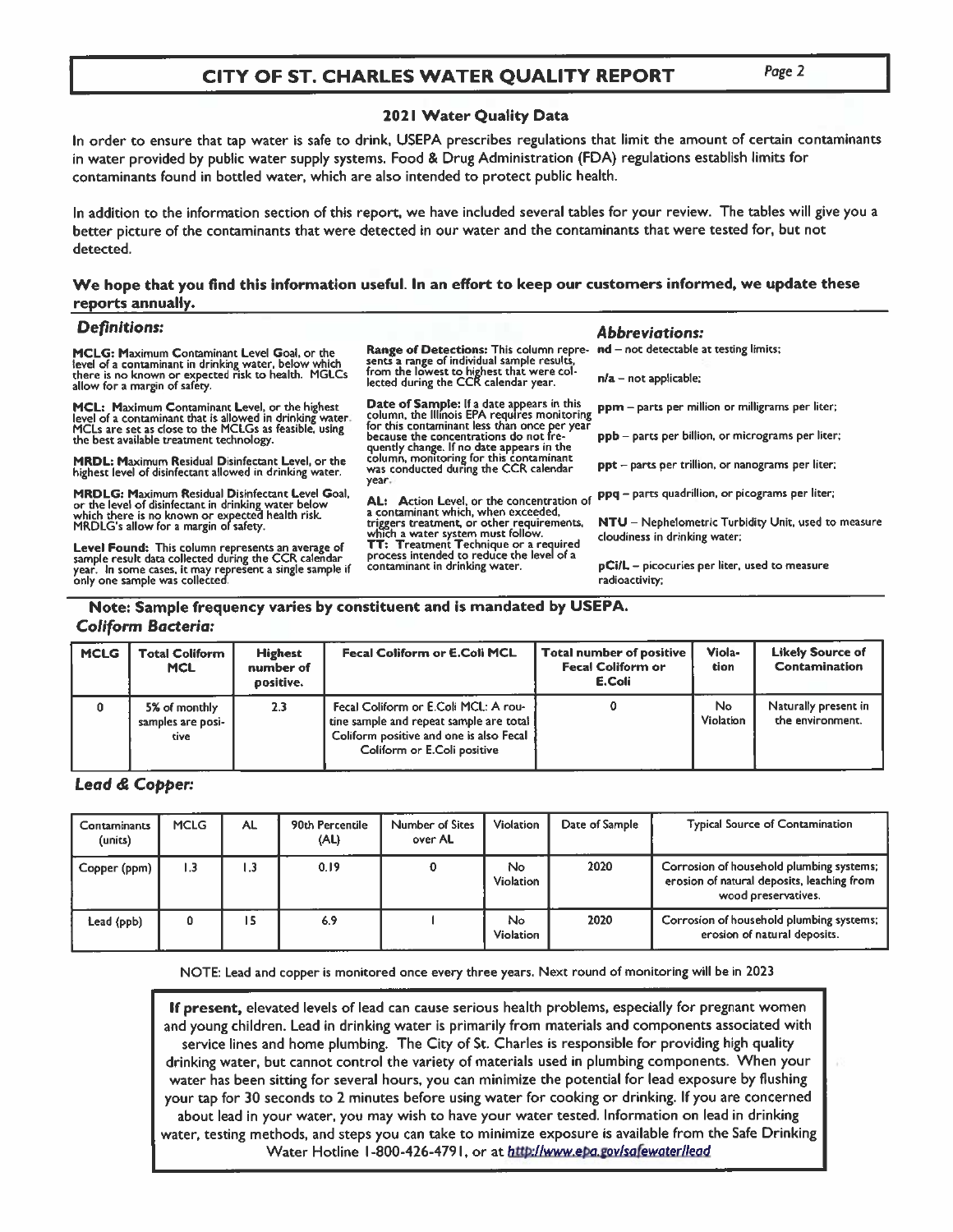# CITY OF ST. CHARLES WATER QUALITY REPORT

## 2021 Water Quality Data

In order to ensure that tap water is safe to drink, USEPA prescribes regulations that limit the amount of certain contaminants in water provided by public water supply systems. Food & Drug Administration (FDA) regulations establish limits for contaminants found in bottled water, which are also intended to protect public health.

In addition to the information section of this report, we have included several tables for your review. The tables will give you a better picture of the contaminants that were detected in our water and the contaminants that were tested for, but not detected.

**We hope that you find this information useful. In an effort to keep our customers informed, we update these reports annually.**

### *Definitions:*

**MCLG:** Maximum Contaminant Level Goal, or the level of a contaminant in drinking water, below which there is no known or expected risk to health. MGLCs allow for a margin of safety.

**MCL:** Maximum Contaminant Level, or the highest level of a contaminant that is allowed in drinking water. MCLs are set as close to the MCLGs as feasible, using the best available treatment technology.

**MRDL:** Maximum Residual Disinfectant Level, or the highest level of disinfectant allowed in drinking water.

**MRDLG:** Maximum Residual Disinfectant Level Goal, or the level of disinfectant in drinking water below which there is no known or expected health risk. MRDLG's allow for a margin of safety.

**Level Found:** This column represents an average of sample result data collected during the CCR calendar year. In some cases, it may represent a single sample if only one sample was collected.

**Range of Detections:** This column represents a range of individual sample results, from the lowest to highest that were collected during the CCR calendar year.

**Date of Sample:** If a date appears in this column, the Illinois EPA requires monitoring for this contaminant less than once per year because the concentrations do not frequently change. If no date appears in the column, monitoring for this contaminant was conducted during the CCR calendar year.

**AL:** Action Level, or the concentration of a contaminant which, when exceeded, triggers treatment, or other requirements, which a water system must follow.

**TT:** Treatment Technique or a required process intended to reduce the level of a contaminant in drinking water.

### *Abbreviations:*

**nd** – not detectable at testing limits;

**n/a** – not applicable;

**ppm** – parts per million or milligrams per liter;

**ppb** – parts per billion, or micrograms per liter;

**ppt** – parts per trillion, or nanograms per liter;

**ppq** – parts quadrillion, or picograms per liter;

**NTU** – Nephelometric Turbidity Unit, used to measure cloudiness in drinking water;

**pCi/L** – picocuries per liter, used to measure radioactivity;

**Note: Sample frequency varies by constituent and is mandated by USEPA.**

### *Coliform Bacteria:*

| MCLG | Total Coliform MCL | Highest number of positive. | Fecal Coliform or E.Coli MCL | Total number of positive Fecal Coliform or E.Coli | Violation | Likely Source of Contamination |
|---|---|---|---|---|---|---|
| 0 | 5% of monthly samples are positive | 2.3 | Fecal Coliform or E.Coli MCL: A routine sample and repeat sample are total Coliform positive and one is also Fecal Coliform or E.Coli positive | 0 | No Violation | Naturally present in the environment. |

### *Lead & Copper:*

| Contaminants (units) | MCLG | AL | 90th Percentile (AL) | Number of Sites over AL | Violation | Date of Sample | Typical Source of Contamination |
|---|---|---|---|---|---|---|---|
| Copper (ppm) | 1.3 | 1.3 | 0.19 | 0 | No Violation | 2020 | Corrosion of household plumbing systems; erosion of natural deposits, leaching from wood preservatives. |
| Lead (ppb) | 0 | 15 | 6.9 | 1 | No Violation | 2020 | Corrosion of household plumbing systems; erosion of natural deposits. |

NOTE: Lead and copper is monitored once every three years. Next round of monitoring will be in 2023

**If present,** elevated levels of lead can cause serious health problems, especially for pregnant women and young children. Lead in drinking water is primarily from materials and components associated with service lines and home plumbing. The City of St. Charles is responsible for providing high quality drinking water, but cannot control the variety of materials used in plumbing components. When your water has been sitting for several hours, you can minimize the potential for lead exposure by flushing your tap for 30 seconds to 2 minutes before using water for cooking or drinking. If you are concerned about lead in your water, you may wish to have your water tested. Information on lead in drinking water, testing methods, and steps you can take to minimize exposure is available from the Safe Drinking Water Hotline 1-800-426-4791, or at http://www.epa.gov/safewater/lead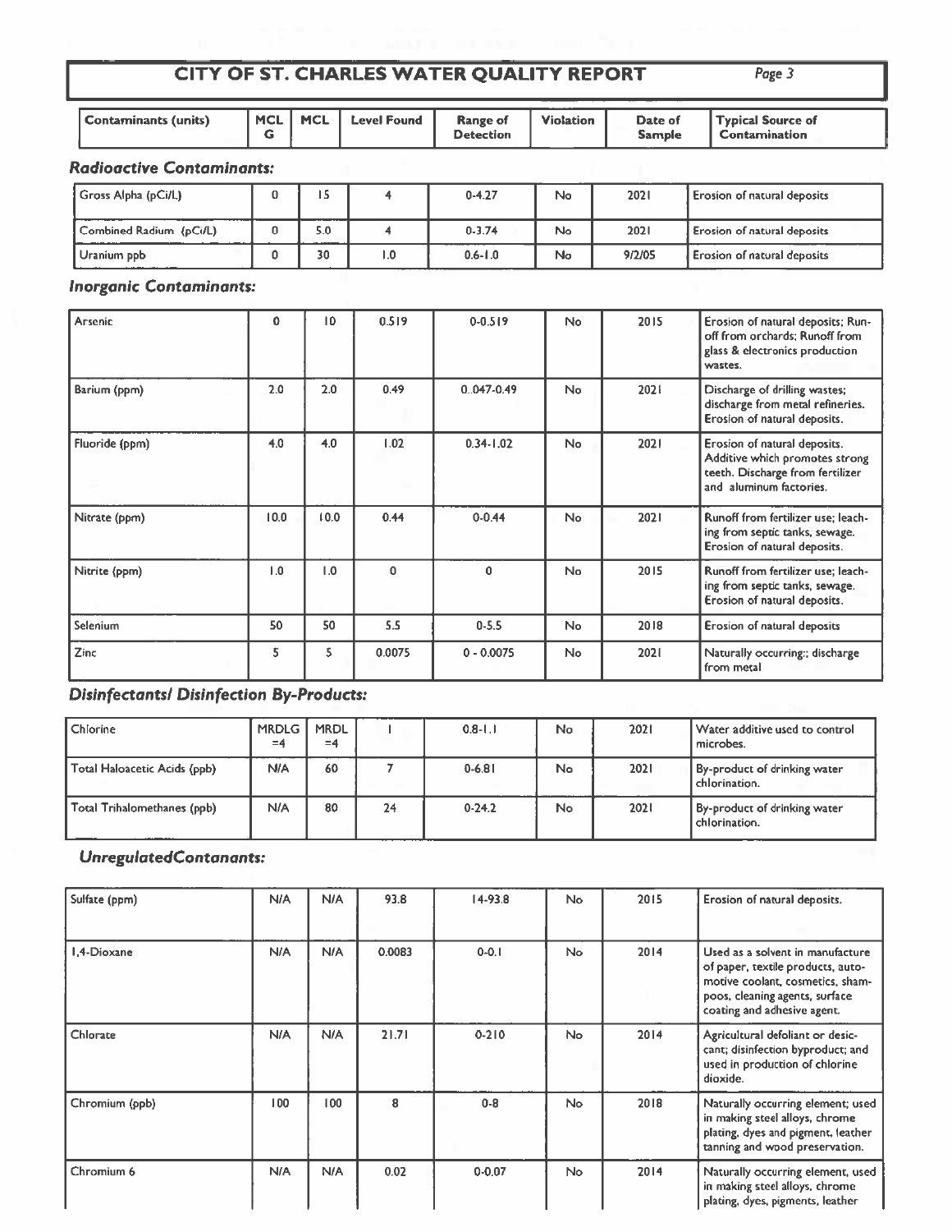# CITY OF ST. CHARLES WATER QUALITY REPORT

| Contaminants (units) | MCLG | MCL | Level Found | Range of Detection | Violation | Date of Sample | Typical Source of Contamination |
|---|---|---|---|---|---|---|---|
| ***Radioactive Contaminants:*** | | | | | | | |
| Gross Alpha (pCi/L) | 0 | 15 | 4 | 0-4.27 | No | 2021 | Erosion of natural deposits |
| Combined Radium (pCi/L) | 0 | 5.0 | 4 | 0-3.74 | No | 2021 | Erosion of natural deposits |
| Uranium ppb | 0 | 30 | 1.0 | 0.6-1.0 | No | 9/2/05 | Erosion of natural deposits |
| ***Inorganic Contaminants:*** | | | | | | | |
| Arsenic | 0 | 10 | 0.519 | 0-0.519 | No | 2015 | Erosion of natural deposits; Runoff from orchards; Runoff from glass & electronics production wastes. |
| Barium (ppm) | 2.0 | 2.0 | 0.49 | 0..047-0.49 | No | 2021 | Discharge of drilling wastes; discharge from metal refineries. Erosion of natural deposits. |
| Fluoride (ppm) | 4.0 | 4.0 | 1.02 | 0.34-1.02 | No | 2021 | Erosion of natural deposits. Additive which promotes strong teeth. Discharge from fertilizer and aluminum factories. |
| Nitrate (ppm) | 10.0 | 10.0 | 0.44 | 0-0.44 | No | 2021 | Runoff from fertilizer use; leaching from septic tanks, sewage. Erosion of natural deposits. |
| Nitrite (ppm) | 1.0 | 1.0 | 0 | 0 | No | 2015 | Runoff from fertilizer use; leaching from septic tanks, sewage. Erosion of natural deposits. |
| Selenium | 50 | 50 | 5.5 | 0-5.5 | No | 2018 | Erosion of natural deposits |
| Zinc | 5 | 5 | 0.0075 | 0 - 0.0075 | No | 2021 | Naturally occurring;; discharge from metal |
| ***Disinfectants/ Disinfection By-Products:*** | | | | | | | |
| Chlorine | MRDLG =4 | MRDL =4 | 1 | 0.8-1.1 | No | 2021 | Water additive used to control microbes. |
| Total Haloacetic Acids (ppb) | N/A | 60 | 7 | 0-6.81 | No | 2021 | By-product of drinking water chlorination. |
| Total Trihalomethanes (ppb) | N/A | 80 | 24 | 0-24.2 | No | 2021 | By-product of drinking water chlorination. |
| ***UnregulatedContanants:*** | | | | | | | |
| Sulfate (ppm) | N/A | N/A | 93.8 | 14-93.8 | No | 2015 | Erosion of natural deposits. |
| 1,4-Dioxane | N/A | N/A | 0.0083 | 0-0.1 | No | 2014 | Used as a solvent in manufacture of paper, textile products, automotive coolant, cosmetics, shampoos, cleaning agents, surface coating and adhesive agent. |
| Chlorate | N/A | N/A | 21.71 | 0-210 | No | 2014 | Agricultural defoliant or desiccant; disinfection byproduct; and used in production of chlorine dioxide. |
| Chromium (ppb) | 100 | 100 | 8 | 0-8 | No | 2018 | Naturally occurring element; used in making steel alloys, chrome plating, dyes and pigment, leather tanning and wood preservation. |
| Chromium 6 | N/A | N/A | 0.02 | 0-0.07 | No | 2014 | Naturally occurring element, used in making steel alloys, chrome plating, dyes, pigments, leather |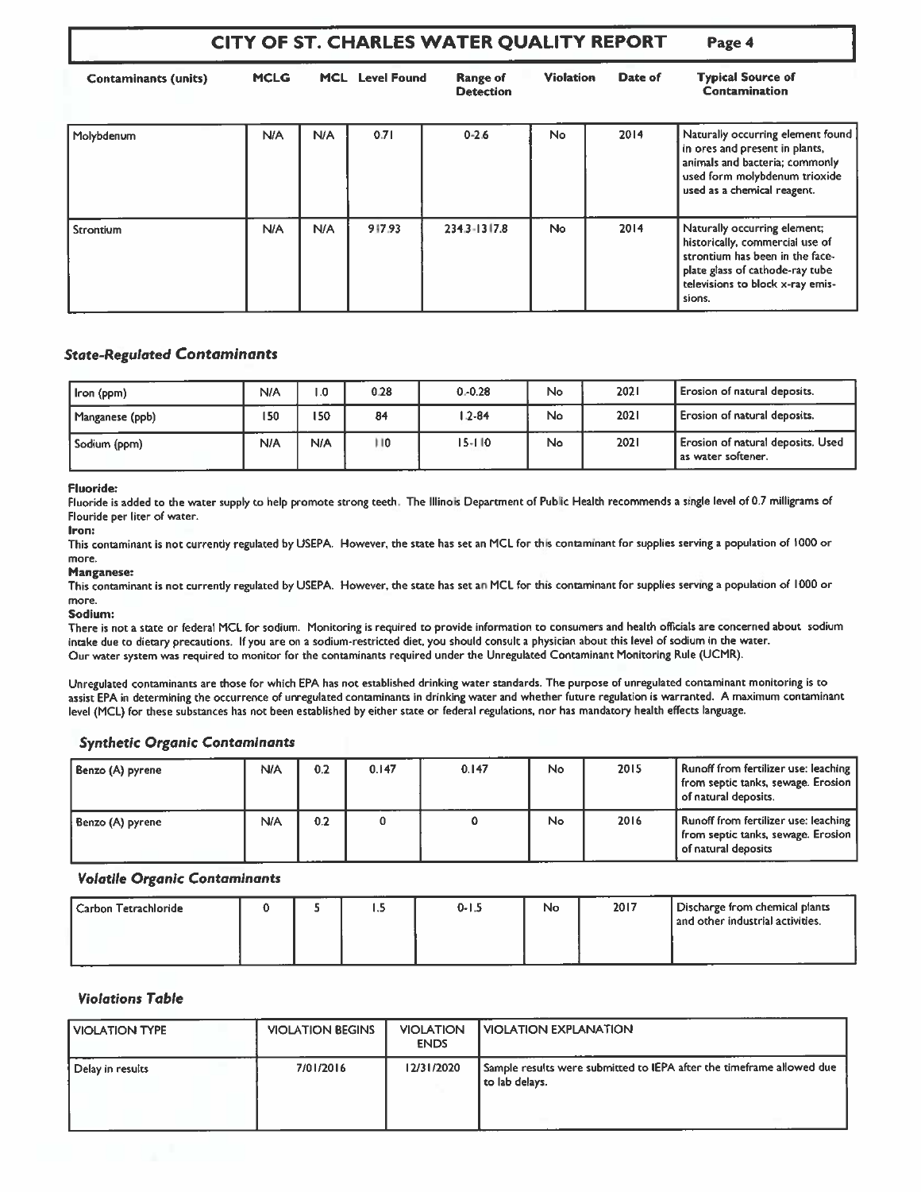# CITY OF ST. CHARLES WATER QUALITY REPORT

| Contaminants (units) | MCLG | MCL | Level Found | Range of Detection | Violation | Date of | Typical Source of Contamination |
|---|---|---|---|---|---|---|---|
| Molybdenum | N/A | N/A | 0.71 | 0-2.6 | No | 2014 | Naturally occurring element found in ores and present in plants, animals and bacteria; commonly used form molybdenum trioxide used as a chemical reagent. |
| Strontium | N/A | N/A | 917.93 | 234.3-1317.8 | No | 2014 | Naturally occurring element; historically, commercial use of strontium has been in the face-plate glass of cathode-ray tube televisions to block x-ray emissions. |

### *State-Regulated Contaminants*

| Contaminants (units) | MCLG | MCL | Level Found | Range of Detection | Violation | Date of | Typical Source of Contamination |
|---|---|---|---|---|---|---|---|
| Iron (ppm) | N/A | 1.0 | 0.28 | 0.-0.28 | No | 2021 | Erosion of natural deposits. |
| Manganese (ppb) | 150 | 150 | 84 | 1.2-84 | No | 2021 | Erosion of natural deposits. |
| Sodium (ppm) | N/A | N/A | 110 | 15-110 | No | 2021 | Erosion of natural deposits. Used as water softener. |

**Fluoride:**
Fluoride is added to the water supply to help promote strong teeth. The Illinois Department of Public Health recommends a single level of 0.7 milligrams of Flouride per liter of water.

**Iron:**
This contaminant is not currently regulated by USEPA. However, the state has set an MCL for this contaminant for supplies serving a population of 1000 or more.

**Manganese:**
This contaminant is not currently regulated by USEPA. However, the state has set an MCL for this contaminant for supplies serving a population of 1000 or more.

**Sodium:**
There is not a state or federal MCL for sodium. Monitoring is required to provide information to consumers and health officials are concerned about sodium intake due to dietary precautions. If you are on a sodium-restricted diet, you should consult a physician about this level of sodium in the water.
Our water system was required to monitor for the contaminants required under the Unregulated Contaminant Monitoring Rule (UCMR).

Unregulated contaminants are those for which EPA has not established drinking water standards. The purpose of unregulated contaminant monitoring is to assist EPA in determining the occurrence of unregulated contaminants in drinking water and whether future regulation is warranted. A maximum contaminant level (MCL) for these substances has not been established by either state or federal regulations, nor has mandatory health effects language.

### *Synthetic Organic Contaminants*

| Contaminants (units) | MCLG | MCL | Level Found | Range of Detection | Violation | Date of | Typical Source of Contamination |
|---|---|---|---|---|---|---|---|
| Benzo (A) pyrene | N/A | 0.2 | 0.147 | 0.147 | No | 2015 | Runoff from fertilizer use: leaching from septic tanks, sewage. Erosion of natural deposits. |
| Benzo (A) pyrene | N/A | 0.2 | 0 | 0 | No | 2016 | Runoff from fertilizer use: leaching from septic tanks, sewage. Erosion of natural deposits |

### *Volatile Organic Contaminants*

| Contaminants (units) | MCLG | MCL | Level Found | Range of Detection | Violation | Date of | Typical Source of Contamination |
|---|---|---|---|---|---|---|---|
| Carbon Tetrachloride | 0 | 5 | 1.5 | 0-1.5 | No | 2017 | Discharge from chemical plants and other industrial activities. |

### *Violations Table*

| VIOLATION TYPE | VIOLATION BEGINS | VIOLATION ENDS | VIOLATION EXPLANATION |
|---|---|---|---|
| Delay in results | 7/01/2016 | 12/31/2020 | Sample results were submitted to IEPA after the timeframe allowed due to lab delays. |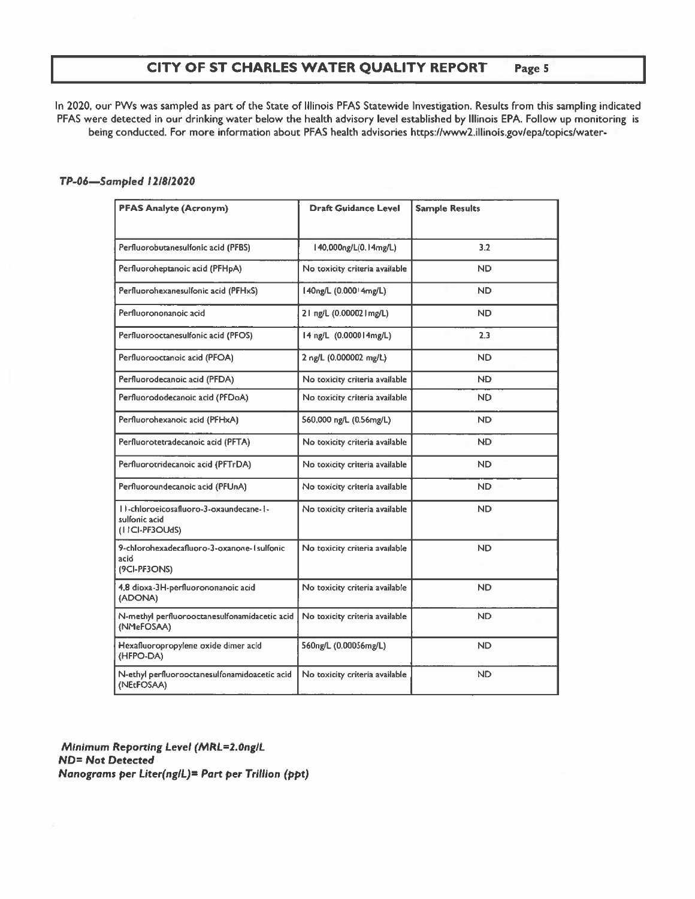# CITY OF ST CHARLES WATER QUALITY REPORT

In 2020, our PWs was sampled as part of the State of Illinois PFAS Statewide Investigation. Results from this sampling indicated PFAS were detected in our drinking water below the health advisory level established by Illinois EPA. Follow up monitoring is being conducted. For more information about PFAS health advisories https://www2.illinois.gov/epa/topics/water-

***TP-06—Sampled 12/8/2020***

| PFAS Analyte (Acronym) | Draft Guidance Level | Sample Results |
|---|---|---|
| Perfluorobutanesulfonic acid (PFBS) | 140,000ng/L(0.14mg/L) | 3.2 |
| Perfluoroheptanoic acid (PFHpA) | No toxicity criteria available | ND |
| Perfluorohexanesulfonic acid (PFHxS) | 140ng/L (0.00014mg/L) | ND |
| Perfluorononanoic acid | 21 ng/L (0.000021mg/L) | ND |
| Perfluorooctanesulfonic acid (PFOS) | 14 ng/L (0.000014mg/L) | 2.3 |
| Perfluorooctanoic acid (PFOA) | 2 ng/L (0.000002 mg/L) | ND |
| Perfluorodecanoic acid (PFDA) | No toxicity criteria available | ND |
| Perfluorododecanoic acid (PFDoA) | No toxicity criteria available | ND |
| Perfluorohexanoic acid (PFHxA) | 560,000 ng/L (0.56mg/L) | ND |
| Perfluorotetradecanoic acid (PFTA) | No toxicity criteria available | ND |
| Perfluorotridecanoic acid (PFTrDA) | No toxicity criteria available | ND |
| Perfluoroundecanoic acid (PFUnA) | No toxicity criteria available | ND |
| 11-chloroeicosafluoro-3-oxaundecane-1-sulfonic acid (11Cl-PF3OUdS) | No toxicity criteria available | ND |
| 9-chlorohexadecafluoro-3-oxanone-1sulfonic acid (9Cl-PF3ONS) | No toxicity criteria available | ND |
| 4,8 dioxa-3H-perfluorononanoic acid (ADONA) | No toxicity criteria available | ND |
| N-methyl perfluorooctanesulfonamidacetic acid (NMeFOSAA) | No toxicity criteria available | ND |
| Hexafluoropropylene oxide dimer acid (HFPO-DA) | 560ng/L (0.00056mg/L) | ND |
| N-ethyl perfluorooctanesulfonamidoacetic acid (NEtFOSAA) | No toxicity criteria available | ND |

***Minimum Reporting Level (MRL=2.0ng/L***
***ND= Not Detected***
***Nanograms per Liter(ng/L)= Part per Trillion (ppt)***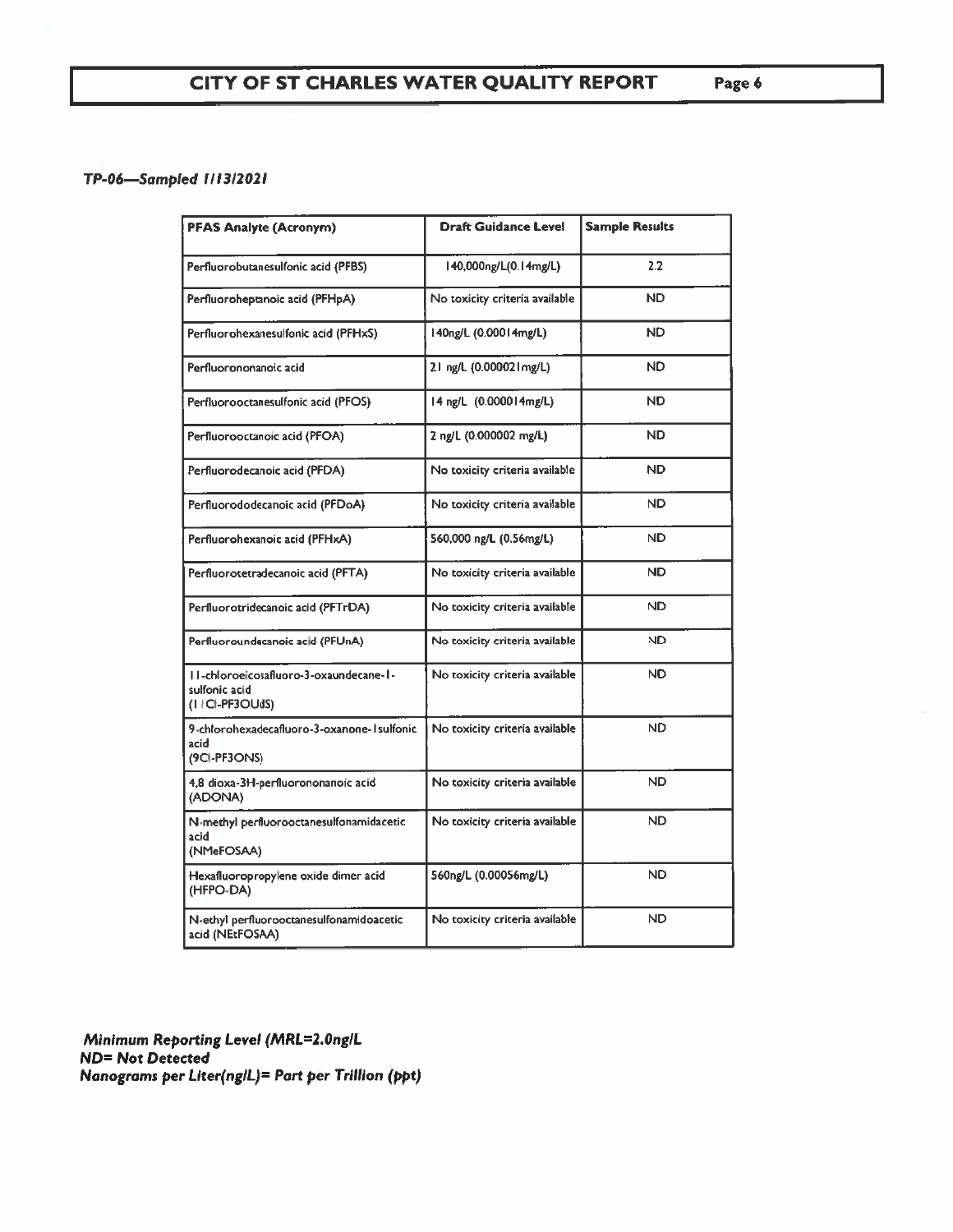***TP-06—Sampled 1/13/2021***

| PFAS Analyte (Acronym) | Draft Guidance Level | Sample Results |
|---|---|---|
| Perfluorobutanesulfonic acid (PFBS) | 140,000ng/L(0.14mg/L) | 2.2 |
| Perfluoroheptanoic acid (PFHpA) | No toxicity criteria available | ND |
| Perfluorohexanesulfonic acid (PFHxS) | 140ng/L (0.00014mg/L) | ND |
| Perfluorononanoic acid | 21 ng/L (0.000021mg/L) | ND |
| Perfluorooctanesulfonic acid (PFOS) | 14 ng/L (0.000014mg/L) | ND |
| Perfluorooctanoic acid (PFOA) | 2 ng/L (0.000002 mg/L) | ND |
| Perfluorodecanoic acid (PFDA) | No toxicity criteria available | ND |
| Perfluorododecanoic acid (PFDoA) | No toxicity criteria available | ND |
| Perfluorohexanoic acid (PFHxA) | 560,000 ng/L (0.56mg/L) | ND |
| Perfluorotetradecanoic acid (PFTA) | No toxicity criteria available | ND |
| Perfluorotridecanoic acid (PFTrDA) | No toxicity criteria available | ND |
| Perfluoroundecanoic acid (PFUnA) | No toxicity criteria available | ND |
| 11-chloroeicosafluoro-3-oxaundecane-1-sulfonic acid (11Cl-PF3OUdS) | No toxicity criteria available | ND |
| 9-chlorohexadecafluoro-3-oxanone-1sulfonic acid (9Cl-PF3ONS) | No toxicity criteria available | ND |
| 4,8 dioxa-3H-perfluorononanoic acid (ADONA) | No toxicity criteria available | ND |
| N-methyl perfluorooctanesulfonamidacetic acid (NMeFOSAA) | No toxicity criteria available | ND |
| Hexafluoropropylene oxide dimer acid (HFPO-DA) | 560ng/L (0.00056mg/L) | ND |
| N-ethyl perfluorooctanesulfonamidoacetic acid (NEtFOSAA) | No toxicity criteria available | ND |

***Minimum Reporting Level (MRL=2.0ng/L***
***ND= Not Detected***
***Nanograms per Liter(ng/L)= Part per Trillion (ppt)***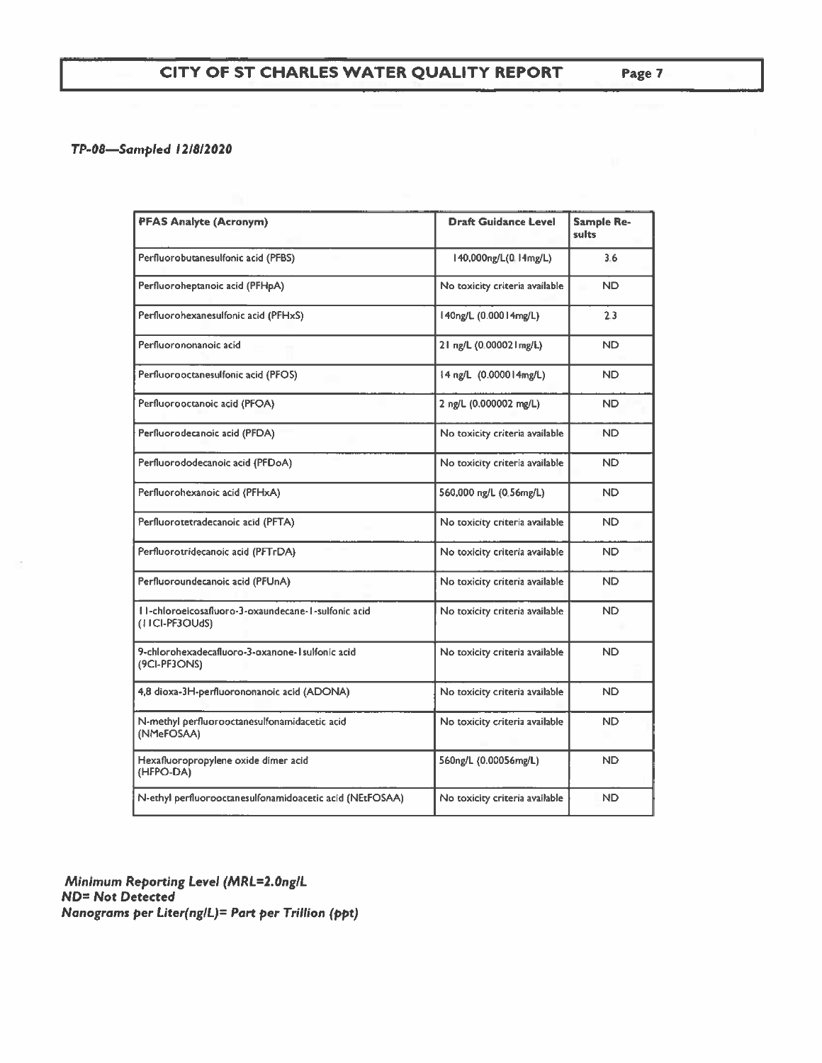*TP-08—Sampled 12/8/2020*

| PFAS Analyte (Acronym) | Draft Guidance Level | Sample Results |
|---|---|---|
| Perfluorobutanesulfonic acid (PFBS) | 140,000ng/L(0.14mg/L) | 3.6 |
| Perfluoroheptanoic acid (PFHpA) | No toxicity criteria available | ND |
| Perfluorohexanesulfonic acid (PFHxS) | 140ng/L (0.00014mg/L) | 2.3 |
| Perfluorononanoic acid | 21 ng/L (0.000021mg/L) | ND |
| Perfluorooctanesulfonic acid (PFOS) | 14 ng/L (0.000014mg/L) | ND |
| Perfluorooctanoic acid (PFOA) | 2 ng/L (0.000002 mg/L) | ND |
| Perfluorodecanoic acid (PFDA) | No toxicity criteria available | ND |
| Perfluorododecanoic acid (PFDoA) | No toxicity criteria available | ND |
| Perfluorohexanoic acid (PFHxA) | 560,000 ng/L (0.56mg/L) | ND |
| Perfluorotetradecanoic acid (PFTA) | No toxicity criteria available | ND |
| Perfluorotridecanoic acid (PFTrDA) | No toxicity criteria available | ND |
| Perfluoroundecanoic acid (PFUnA) | No toxicity criteria available | ND |
| 11-chloroeicosafluoro-3-oxaundecane-1-sulfonic acid (11Cl-PF3OUdS) | No toxicity criteria available | ND |
| 9-chlorohexadecafluoro-3-oxanone-1sulfonic acid (9Cl-PF3ONS) | No toxicity criteria available | ND |
| 4,8 dioxa-3H-perfluorononanoic acid (ADONA) | No toxicity criteria available | ND |
| N-methyl perfluorooctanesulfonamidacetic acid (NMeFOSAA) | No toxicity criteria available | ND |
| Hexafluoropropylene oxide dimer acid (HFPO-DA) | 560ng/L (0.00056mg/L) | ND |
| N-ethyl perfluorooctanesulfonamidoacetic acid (NEtFOSAA) | No toxicity criteria available | ND |

***Minimum Reporting Level (MRL=2.0ng/L***
***ND= Not Detected***
***Nanograms per Liter(ng/L)= Part per Trillion (ppt)***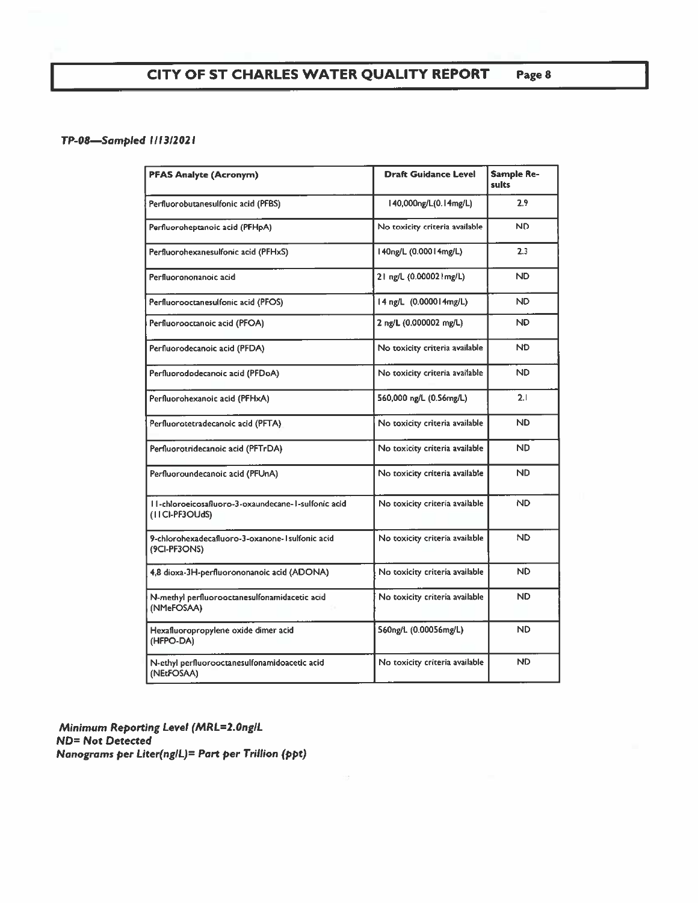***TP-08—Sampled 1/13/2021***

| PFAS Analyte (Acronym) | Draft Guidance Level | Sample Results |
|---|---|---|
| Perfluorobutanesulfonic acid (PFBS) | 140,000ng/L(0.14mg/L) | 2.9 |
| Perfluoroheptanoic acid (PFHpA) | No toxicity criteria available | ND |
| Perfluorohexanesulfonic acid (PFHxS) | 140ng/L (0.00014mg/L) | 2.3 |
| Perfluorononanoic acid | 21 ng/L (0.000021mg/L) | ND |
| Perfluorooctanesulfonic acid (PFOS) | 14 ng/L (0.000014mg/L) | ND |
| Perfluorooctanoic acid (PFOA) | 2 ng/L (0.000002 mg/L) | ND |
| Perfluorodecanoic acid (PFDA) | No toxicity criteria available | ND |
| Perfluorododecanoic acid (PFDoA) | No toxicity criteria available | ND |
| Perfluorohexanoic acid (PFHxA) | 560,000 ng/L (0.56mg/L) | 2.1 |
| Perfluorotetradecanoic acid (PFTA) | No toxicity criteria available | ND |
| Perfluorotridecanoic acid (PFTrDA) | No toxicity criteria available | ND |
| Perfluoroundecanoic acid (PFUnA) | No toxicity criteria available | ND |
| 11-chloroeicosafluoro-3-oxaundecane-1-sulfonic acid (11Cl-PF3OUdS) | No toxicity criteria available | ND |
| 9-chlorohexadecafluoro-3-oxanone-1sulfonic acid (9Cl-PF3ONS) | No toxicity criteria available | ND |
| 4,8 dioxa-3H-perfluorononanoic acid (ADONA) | No toxicity criteria available | ND |
| N-methyl perfluorooctanesulfonamidacetic acid (NMeFOSAA) | No toxicity criteria available | ND |
| Hexafluoropropylene oxide dimer acid (HFPO-DA) | 560ng/L (0.00056mg/L) | ND |
| N-ethyl perfluorooctanesulfonamidoacetic acid (NEtFOSAA) | No toxicity criteria available | ND |

***Minimum Reporting Level (MRL=2.0ng/L***
***ND= Not Detected***
***Nanograms per Liter(ng/L)= Part per Trillion (ppt)***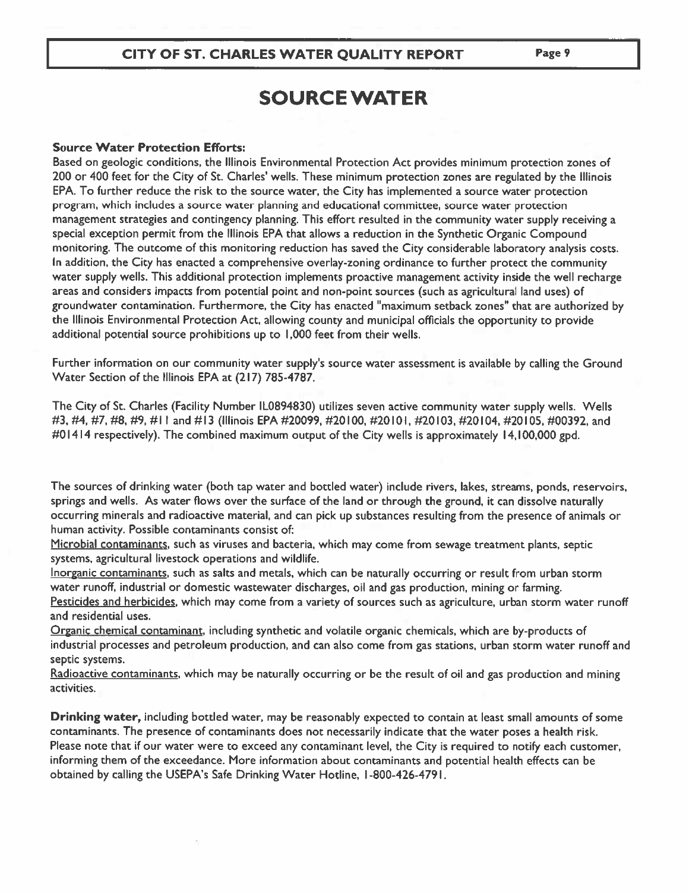# SOURCE WATER

**Source Water Protection Efforts:**
Based on geologic conditions, the Illinois Environmental Protection Act provides minimum protection zones of 200 or 400 feet for the City of St. Charles' wells. These minimum protection zones are regulated by the Illinois EPA. To further reduce the risk to the source water, the City has implemented a source water protection program, which includes a source water planning and educational committee, source water protection management strategies and contingency planning. This effort resulted in the community water supply receiving a special exception permit from the Illinois EPA that allows a reduction in the Synthetic Organic Compound monitoring. The outcome of this monitoring reduction has saved the City considerable laboratory analysis costs. In addition, the City has enacted a comprehensive overlay-zoning ordinance to further protect the community water supply wells. This additional protection implements proactive management activity inside the well recharge areas and considers impacts from potential point and non-point sources (such as agricultural land uses) of groundwater contamination. Furthermore, the City has enacted "maximum setback zones" that are authorized by the Illinois Environmental Protection Act, allowing county and municipal officials the opportunity to provide additional potential source prohibitions up to 1,000 feet from their wells.

Further information on our community water supply's source water assessment is available by calling the Ground Water Section of the Illinois EPA at (217) 785-4787.

The City of St. Charles (Facility Number IL0894830) utilizes seven active community water supply wells. Wells #3, #4, #7, #8, #9, #11 and #13 (Illinois EPA #20099, #20100, #20101, #20103, #20104, #20105, #00392, and #01414 respectively). The combined maximum output of the City wells is approximately 14,100,000 gpd.

The sources of drinking water (both tap water and bottled water) include rivers, lakes, streams, ponds, reservoirs, springs and wells. As water flows over the surface of the land or through the ground, it can dissolve naturally occurring minerals and radioactive material, and can pick up substances resulting from the presence of animals or human activity. Possible contaminants consist of:
Microbial contaminants, such as viruses and bacteria, which may come from sewage treatment plants, septic systems, agricultural livestock operations and wildlife.
Inorganic contaminants, such as salts and metals, which can be naturally occurring or result from urban storm water runoff, industrial or domestic wastewater discharges, oil and gas production, mining or farming.
Pesticides and herbicides, which may come from a variety of sources such as agriculture, urban storm water runoff and residential uses.
Organic chemical contaminant, including synthetic and volatile organic chemicals, which are by-products of industrial processes and petroleum production, and can also come from gas stations, urban storm water runoff and septic systems.
Radioactive contaminants, which may be naturally occurring or be the result of oil and gas production and mining activities.

**Drinking water,** including bottled water, may be reasonably expected to contain at least small amounts of some contaminants. The presence of contaminants does not necessarily indicate that the water poses a health risk. Please note that if our water were to exceed any contaminant level, the City is required to notify each customer, informing them of the exceedance. More information about contaminants and potential health effects can be obtained by calling the USEPA's Safe Drinking Water Hotline, 1-800-426-4791.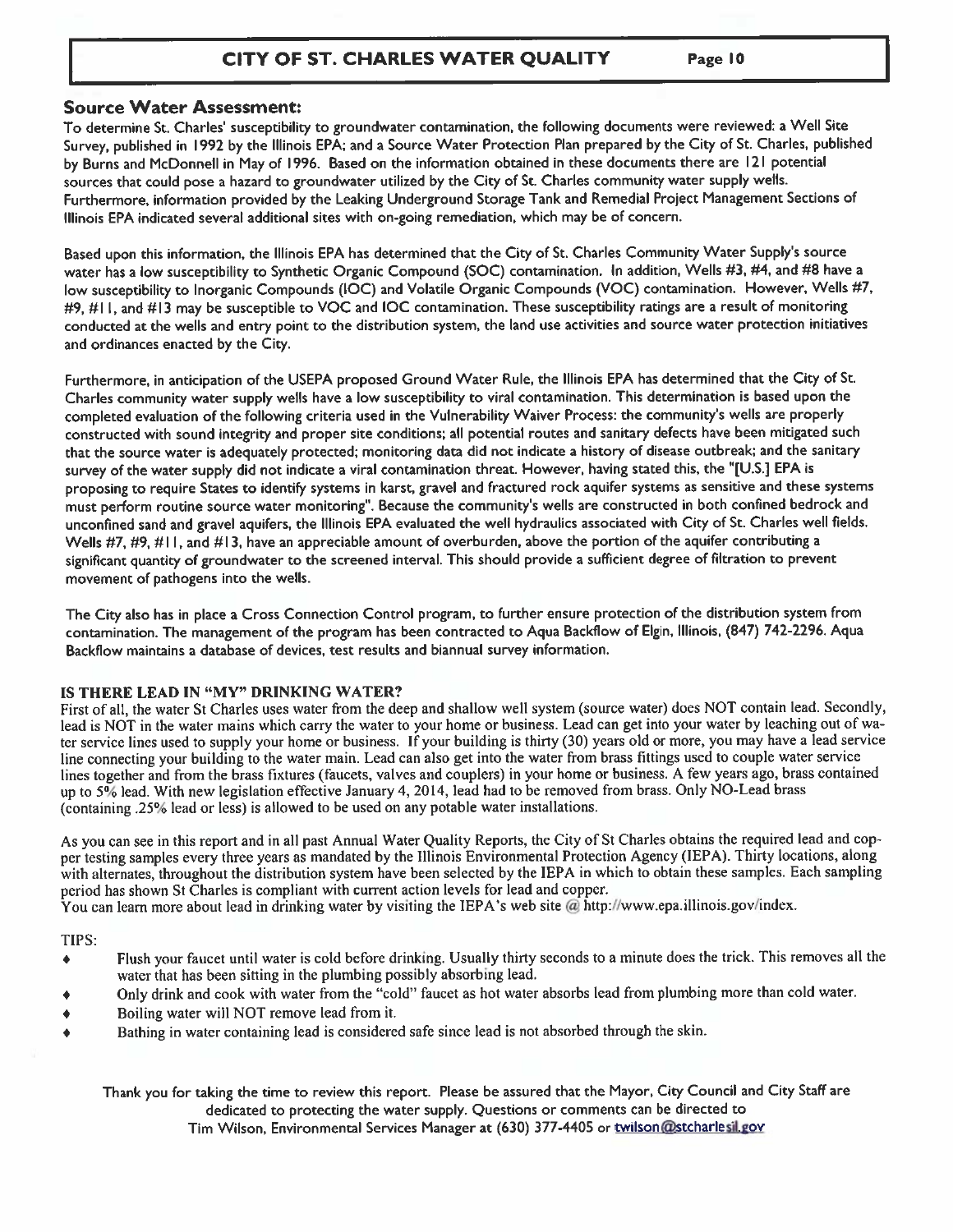## Source Water Assessment:

To determine St. Charles' susceptibility to groundwater contamination, the following documents were reviewed: a Well Site Survey, published in 1992 by the Illinois EPA; and a Source Water Protection Plan prepared by the City of St. Charles, published by Burns and McDonnell in May of 1996. Based on the information obtained in these documents there are 121 potential sources that could pose a hazard to groundwater utilized by the City of St. Charles community water supply wells. Furthermore, information provided by the Leaking Underground Storage Tank and Remedial Project Management Sections of Illinois EPA indicated several additional sites with on-going remediation, which may be of concern.

Based upon this information, the Illinois EPA has determined that the City of St. Charles Community Water Supply's source water has a low susceptibility to Synthetic Organic Compound (SOC) contamination. In addition, Wells #3, #4, and #8 have a low susceptibility to Inorganic Compounds (IOC) and Volatile Organic Compounds (VOC) contamination. However, Wells #7, #9, #11, and #13 may be susceptible to VOC and IOC contamination. These susceptibility ratings are a result of monitoring conducted at the wells and entry point to the distribution system, the land use activities and source water protection initiatives and ordinances enacted by the City.

Furthermore, in anticipation of the USEPA proposed Ground Water Rule, the Illinois EPA has determined that the City of St. Charles community water supply wells have a low susceptibility to viral contamination. This determination is based upon the completed evaluation of the following criteria used in the Vulnerability Waiver Process: the community's wells are properly constructed with sound integrity and proper site conditions; all potential routes and sanitary defects have been mitigated such that the source water is adequately protected; monitoring data did not indicate a history of disease outbreak; and the sanitary survey of the water supply did not indicate a viral contamination threat. However, having stated this, the "[U.S.] EPA is proposing to require States to identify systems in karst, gravel and fractured rock aquifer systems as sensitive and these systems must perform routine source water monitoring". Because the community's wells are constructed in both confined bedrock and unconfined sand and gravel aquifers, the Illinois EPA evaluated the well hydraulics associated with City of St. Charles well fields. Wells #7, #9, #11, and #13, have an appreciable amount of overburden, above the portion of the aquifer contributing a significant quantity of groundwater to the screened interval. This should provide a sufficient degree of filtration to prevent movement of pathogens into the wells.

The City also has in place a Cross Connection Control program, to further ensure protection of the distribution system from contamination. The management of the program has been contracted to Aqua Backflow of Elgin, Illinois, (847) 742-2296. Aqua Backflow maintains a database of devices, test results and biannual survey information.

## IS THERE LEAD IN "MY" DRINKING WATER?

First of all, the water St Charles uses water from the deep and shallow well system (source water) does NOT contain lead. Secondly, lead is NOT in the water mains which carry the water to your home or business. Lead can get into your water by leaching out of water service lines used to supply your home or business. If your building is thirty (30) years old or more, you may have a lead service line connecting your building to the water main. Lead can also get into the water from brass fittings used to couple water service lines together and from the brass fixtures (faucets, valves and couplers) in your home or business. A few years ago, brass contained up to 5% lead. With new legislation effective January 4, 2014, lead had to be removed from brass. Only NO-Lead brass (containing .25% lead or less) is allowed to be used on any potable water installations.

As you can see in this report and in all past Annual Water Quality Reports, the City of St Charles obtains the required lead and copper testing samples every three years as mandated by the Illinois Environmental Protection Agency (IEPA). Thirty locations, along with alternates, throughout the distribution system have been selected by the IEPA in which to obtain these samples. Each sampling period has shown St Charles is compliant with current action levels for lead and copper.
You can learn more about lead in drinking water by visiting the IEPA's web site @ http://www.epa.illinois.gov/index.

TIPS:

- Flush your faucet until water is cold before drinking. Usually thirty seconds to a minute does the trick. This removes all the water that has been sitting in the plumbing possibly absorbing lead.
- Only drink and cook with water from the "cold" faucet as hot water absorbs lead from plumbing more than cold water.
- Boiling water will NOT remove lead from it.
- Bathing in water containing lead is considered safe since lead is not absorbed through the skin.

Thank you for taking the time to review this report. Please be assured that the Mayor, City Council and City Staff are dedicated to protecting the water supply. Questions or comments can be directed to Tim Wilson, Environmental Services Manager at (630) 377-4405 or twilson@stcharlesil.gov